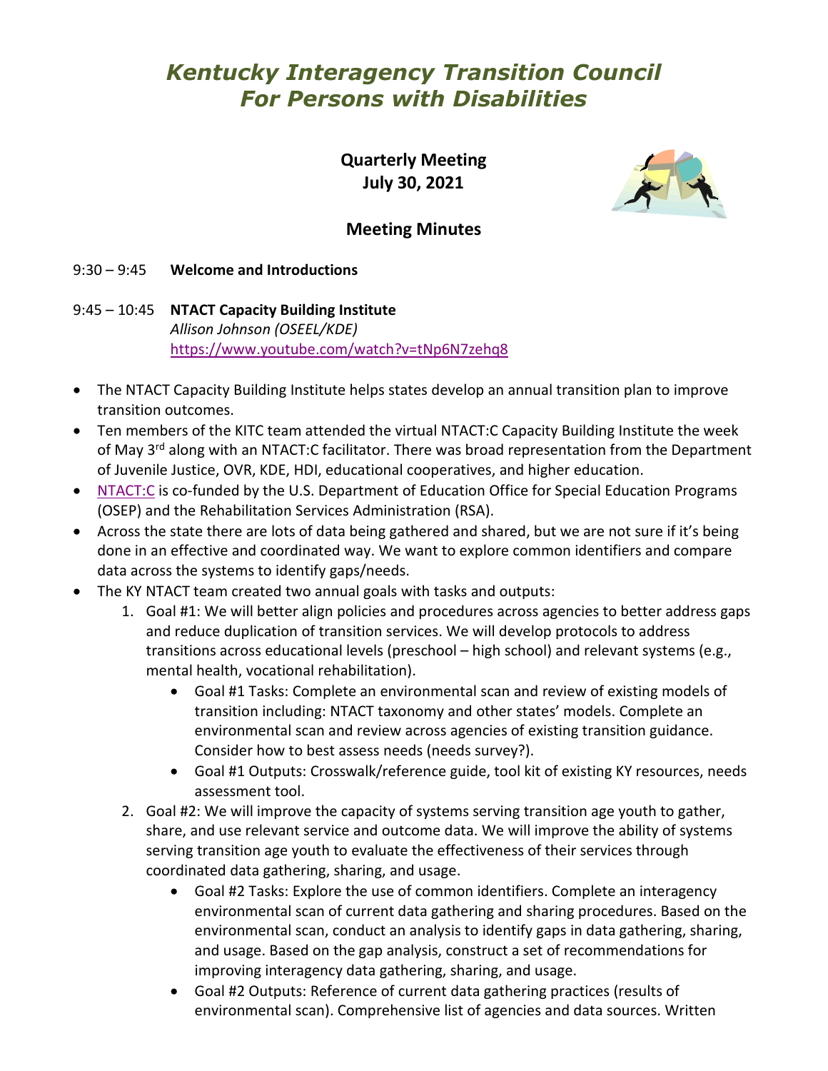# *Kentucky Interagency Transition Council For Persons with Disabilities*

**Quarterly Meeting**
**July 30, 2021**

## Meeting Minutes

9:30 – 9:45 **Welcome and Introductions**

9:45 – 10:45 **NTACT Capacity Building Institute**
*Allison Johnson (OSEEL/KDE)*
https://www.youtube.com/watch?v=tNp6N7zehq8

- The NTACT Capacity Building Institute helps states develop an annual transition plan to improve transition outcomes.
- Ten members of the KITC team attended the virtual NTACT:C Capacity Building Institute the week of May 3rd along with an NTACT:C facilitator. There was broad representation from the Department of Juvenile Justice, OVR, KDE, HDI, educational cooperatives, and higher education.
- NTACT:C is co-funded by the U.S. Department of Education Office for Special Education Programs (OSEP) and the Rehabilitation Services Administration (RSA).
- Across the state there are lots of data being gathered and shared, but we are not sure if it's being done in an effective and coordinated way. We want to explore common identifiers and compare data across the systems to identify gaps/needs.
- The KY NTACT team created two annual goals with tasks and outputs:
  1. Goal #1: We will better align policies and procedures across agencies to better address gaps and reduce duplication of transition services. We will develop protocols to address transitions across educational levels (preschool – high school) and relevant systems (e.g., mental health, vocational rehabilitation).
     - Goal #1 Tasks: Complete an environmental scan and review of existing models of transition including: NTACT taxonomy and other states' models. Complete an environmental scan and review across agencies of existing transition guidance. Consider how to best assess needs (needs survey?).
     - Goal #1 Outputs: Crosswalk/reference guide, tool kit of existing KY resources, needs assessment tool.
  2. Goal #2: We will improve the capacity of systems serving transition age youth to gather, share, and use relevant service and outcome data. We will improve the ability of systems serving transition age youth to evaluate the effectiveness of their services through coordinated data gathering, sharing, and usage.
     - Goal #2 Tasks: Explore the use of common identifiers. Complete an interagency environmental scan of current data gathering and sharing procedures. Based on the environmental scan, conduct an analysis to identify gaps in data gathering, sharing, and usage. Based on the gap analysis, construct a set of recommendations for improving interagency data gathering, sharing, and usage.
     - Goal #2 Outputs: Reference of current data gathering practices (results of environmental scan). Comprehensive list of agencies and data sources. Written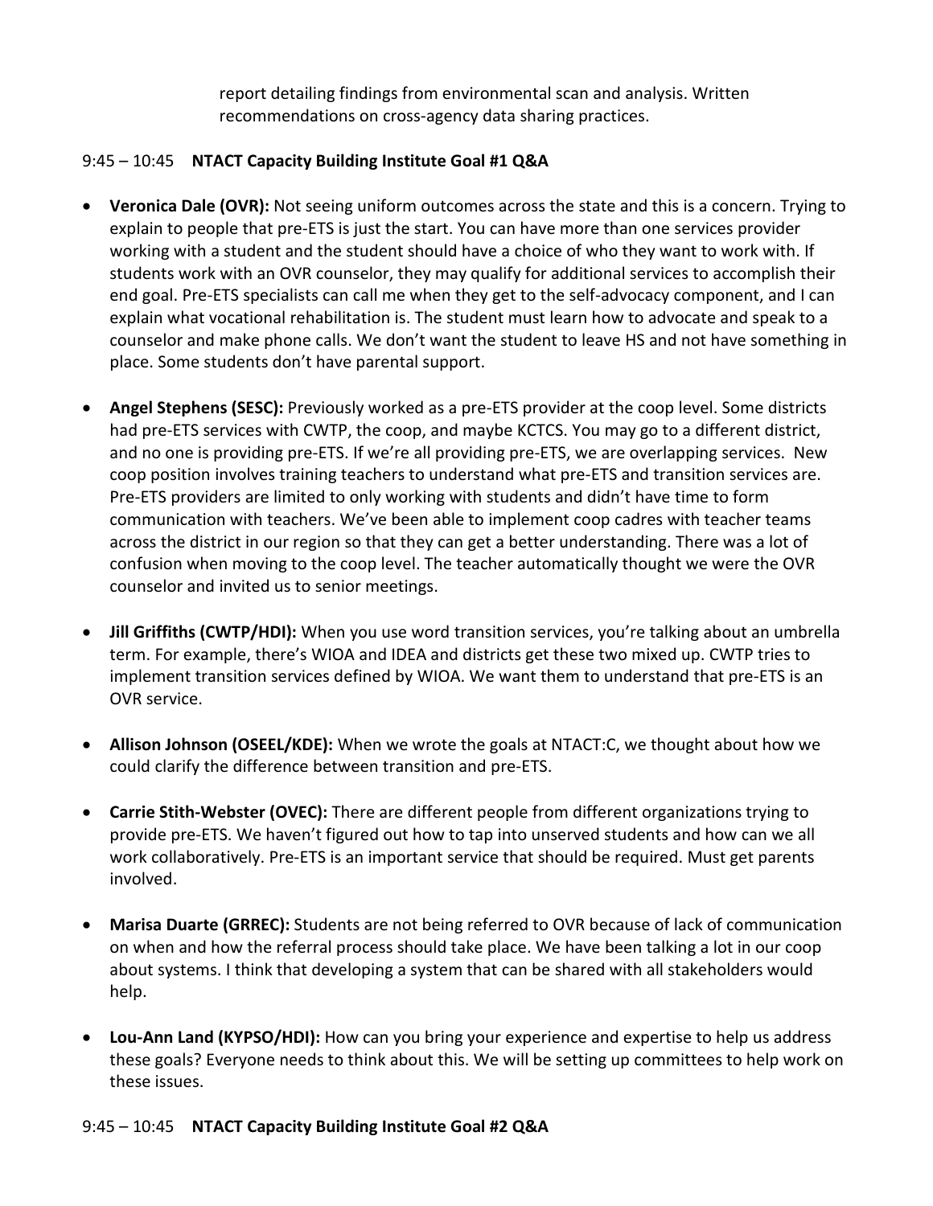report detailing findings from environmental scan and analysis. Written recommendations on cross-agency data sharing practices.

9:45 – 10:45 **NTACT Capacity Building Institute Goal #1 Q&A**

- **Veronica Dale (OVR):** Not seeing uniform outcomes across the state and this is a concern. Trying to explain to people that pre-ETS is just the start. You can have more than one services provider working with a student and the student should have a choice of who they want to work with. If students work with an OVR counselor, they may qualify for additional services to accomplish their end goal. Pre-ETS specialists can call me when they get to the self-advocacy component, and I can explain what vocational rehabilitation is. The student must learn how to advocate and speak to a counselor and make phone calls. We don't want the student to leave HS and not have something in place. Some students don't have parental support.

- **Angel Stephens (SESC):** Previously worked as a pre-ETS provider at the coop level. Some districts had pre-ETS services with CWTP, the coop, and maybe KCTCS. You may go to a different district, and no one is providing pre-ETS. If we're all providing pre-ETS, we are overlapping services. New coop position involves training teachers to understand what pre-ETS and transition services are. Pre-ETS providers are limited to only working with students and didn't have time to form communication with teachers. We've been able to implement coop cadres with teacher teams across the district in our region so that they can get a better understanding. There was a lot of confusion when moving to the coop level. The teacher automatically thought we were the OVR counselor and invited us to senior meetings.

- **Jill Griffiths (CWTP/HDI):** When you use word transition services, you're talking about an umbrella term. For example, there's WIOA and IDEA and districts get these two mixed up. CWTP tries to implement transition services defined by WIOA. We want them to understand that pre-ETS is an OVR service.

- **Allison Johnson (OSEEL/KDE):** When we wrote the goals at NTACT:C, we thought about how we could clarify the difference between transition and pre-ETS.

- **Carrie Stith-Webster (OVEC):** There are different people from different organizations trying to provide pre-ETS. We haven't figured out how to tap into unserved students and how can we all work collaboratively. Pre-ETS is an important service that should be required. Must get parents involved.

- **Marisa Duarte (GRREC):** Students are not being referred to OVR because of lack of communication on when and how the referral process should take place. We have been talking a lot in our coop about systems. I think that developing a system that can be shared with all stakeholders would help.

- **Lou-Ann Land (KYPSO/HDI):** How can you bring your experience and expertise to help us address these goals? Everyone needs to think about this. We will be setting up committees to help work on these issues.

9:45 – 10:45 **NTACT Capacity Building Institute Goal #2 Q&A**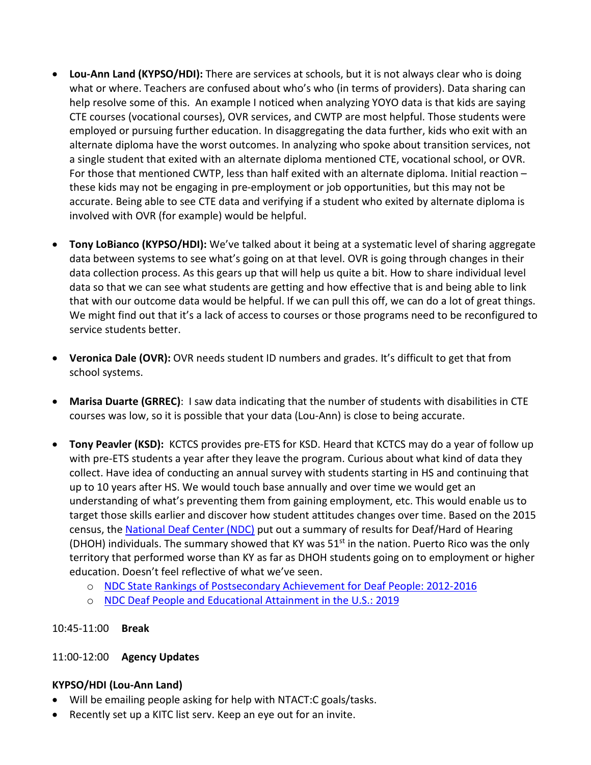- **Lou-Ann Land (KYPSO/HDI):** There are services at schools, but it is not always clear who is doing what or where. Teachers are confused about who's who (in terms of providers). Data sharing can help resolve some of this. An example I noticed when analyzing YOYO data is that kids are saying CTE courses (vocational courses), OVR services, and CWTP are most helpful. Those students were employed or pursuing further education. In disaggregating the data further, kids who exit with an alternate diploma have the worst outcomes. In analyzing who spoke about transition services, not a single student that exited with an alternate diploma mentioned CTE, vocational school, or OVR. For those that mentioned CWTP, less than half exited with an alternate diploma. Initial reaction – these kids may not be engaging in pre-employment or job opportunities, but this may not be accurate. Being able to see CTE data and verifying if a student who exited by alternate diploma is involved with OVR (for example) would be helpful.

- **Tony LoBianco (KYPSO/HDI):** We've talked about it being at a systematic level of sharing aggregate data between systems to see what's going on at that level. OVR is going through changes in their data collection process. As this gears up that will help us quite a bit. How to share individual level data so that we can see what students are getting and how effective that is and being able to link that with our outcome data would be helpful. If we can pull this off, we can do a lot of great things. We might find out that it's a lack of access to courses or those programs need to be reconfigured to service students better.

- **Veronica Dale (OVR):** OVR needs student ID numbers and grades. It's difficult to get that from school systems.

- **Marisa Duarte (GRREC)**: I saw data indicating that the number of students with disabilities in CTE courses was low, so it is possible that your data (Lou-Ann) is close to being accurate.

- **Tony Peavler (KSD):** KCTCS provides pre-ETS for KSD. Heard that KCTCS may do a year of follow up with pre-ETS students a year after they leave the program. Curious about what kind of data they collect. Have idea of conducting an annual survey with students starting in HS and continuing that up to 10 years after HS. We would touch base annually and over time we would get an understanding of what's preventing them from gaining employment, etc. This would enable us to target those skills earlier and discover how student attitudes changes over time. Based on the 2015 census, the National Deaf Center (NDC) put out a summary of results for Deaf/Hard of Hearing (DHOH) individuals. The summary showed that KY was 51st in the nation. Puerto Rico was the only territory that performed worse than KY as far as DHOH students going on to employment or higher education. Doesn't feel reflective of what we've seen.
  - NDC State Rankings of Postsecondary Achievement for Deaf People: 2012-2016
  - NDC Deaf People and Educational Attainment in the U.S.: 2019

10:45-11:00 **Break**

11:00-12:00 **Agency Updates**

**KYPSO/HDI (Lou-Ann Land)**

- Will be emailing people asking for help with NTACT:C goals/tasks.
- Recently set up a KITC list serv. Keep an eye out for an invite.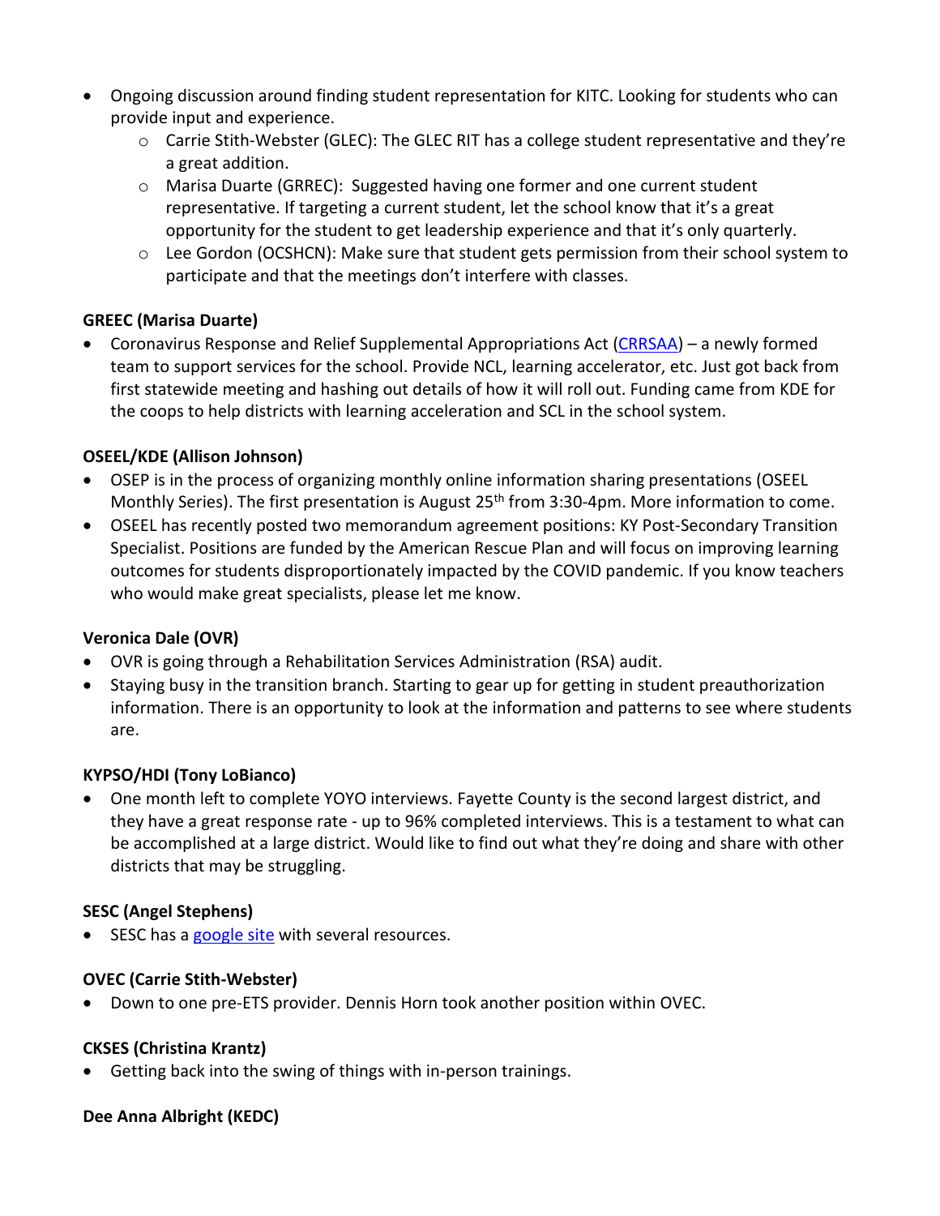- Ongoing discussion around finding student representation for KITC. Looking for students who can provide input and experience.
  - Carrie Stith-Webster (GLEC): The GLEC RIT has a college student representative and they're a great addition.
  - Marisa Duarte (GRREC): Suggested having one former and one current student representative. If targeting a current student, let the school know that it's a great opportunity for the student to get leadership experience and that it's only quarterly.
  - Lee Gordon (OCSHCN): Make sure that student gets permission from their school system to participate and that the meetings don't interfere with classes.

**GREEC (Marisa Duarte)**

- Coronavirus Response and Relief Supplemental Appropriations Act (CRRSAA) – a newly formed team to support services for the school. Provide NCL, learning accelerator, etc. Just got back from first statewide meeting and hashing out details of how it will roll out. Funding came from KDE for the coops to help districts with learning acceleration and SCL in the school system.

**OSEEL/KDE (Allison Johnson)**

- OSEP is in the process of organizing monthly online information sharing presentations (OSEEL Monthly Series). The first presentation is August 25th from 3:30-4pm. More information to come.
- OSEEL has recently posted two memorandum agreement positions: KY Post-Secondary Transition Specialist. Positions are funded by the American Rescue Plan and will focus on improving learning outcomes for students disproportionately impacted by the COVID pandemic. If you know teachers who would make great specialists, please let me know.

**Veronica Dale (OVR)**

- OVR is going through a Rehabilitation Services Administration (RSA) audit.
- Staying busy in the transition branch. Starting to gear up for getting in student preauthorization information. There is an opportunity to look at the information and patterns to see where students are.

**KYPSO/HDI (Tony LoBianco)**

- One month left to complete YOYO interviews. Fayette County is the second largest district, and they have a great response rate - up to 96% completed interviews. This is a testament to what can be accomplished at a large district. Would like to find out what they're doing and share with other districts that may be struggling.

**SESC (Angel Stephens)**

- SESC has a google site with several resources.

**OVEC (Carrie Stith-Webster)**

- Down to one pre-ETS provider. Dennis Horn took another position within OVEC.

**CKSES (Christina Krantz)**

- Getting back into the swing of things with in-person trainings.

**Dee Anna Albright (KEDC)**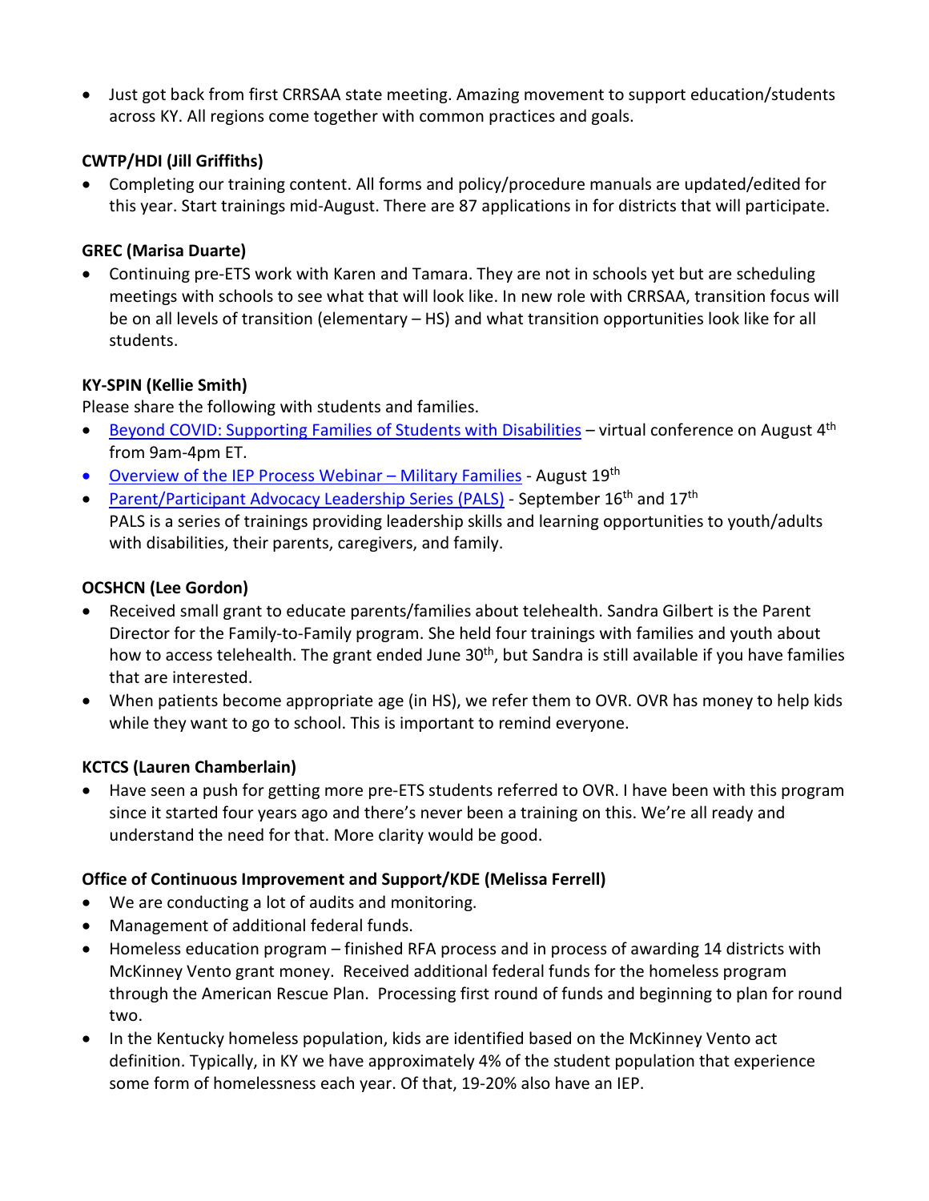- Just got back from first CRRSAA state meeting. Amazing movement to support education/students across KY. All regions come together with common practices and goals.

**CWTP/HDI (Jill Griffiths)**

- Completing our training content. All forms and policy/procedure manuals are updated/edited for this year. Start trainings mid-August. There are 87 applications in for districts that will participate.

**GREC (Marisa Duarte)**

- Continuing pre-ETS work with Karen and Tamara. They are not in schools yet but are scheduling meetings with schools to see what that will look like. In new role with CRRSAA, transition focus will be on all levels of transition (elementary – HS) and what transition opportunities look like for all students.

**KY-SPIN (Kellie Smith)**

Please share the following with students and families.

- Beyond COVID: Supporting Families of Students with Disabilities – virtual conference on August 4th from 9am-4pm ET.
- Overview of the IEP Process Webinar – Military Families - August 19th
- Parent/Participant Advocacy Leadership Series (PALS) - September 16th and 17th
  PALS is a series of trainings providing leadership skills and learning opportunities to youth/adults with disabilities, their parents, caregivers, and family.

**OCSHCN (Lee Gordon)**

- Received small grant to educate parents/families about telehealth. Sandra Gilbert is the Parent Director for the Family-to-Family program. She held four trainings with families and youth about how to access telehealth. The grant ended June 30th, but Sandra is still available if you have families that are interested.
- When patients become appropriate age (in HS), we refer them to OVR. OVR has money to help kids while they want to go to school. This is important to remind everyone.

**KCTCS (Lauren Chamberlain)**

- Have seen a push for getting more pre-ETS students referred to OVR. I have been with this program since it started four years ago and there's never been a training on this. We're all ready and understand the need for that. More clarity would be good.

**Office of Continuous Improvement and Support/KDE (Melissa Ferrell)**

- We are conducting a lot of audits and monitoring.
- Management of additional federal funds.
- Homeless education program – finished RFA process and in process of awarding 14 districts with McKinney Vento grant money. Received additional federal funds for the homeless program through the American Rescue Plan. Processing first round of funds and beginning to plan for round two.
- In the Kentucky homeless population, kids are identified based on the McKinney Vento act definition. Typically, in KY we have approximately 4% of the student population that experience some form of homelessness each year. Of that, 19-20% also have an IEP.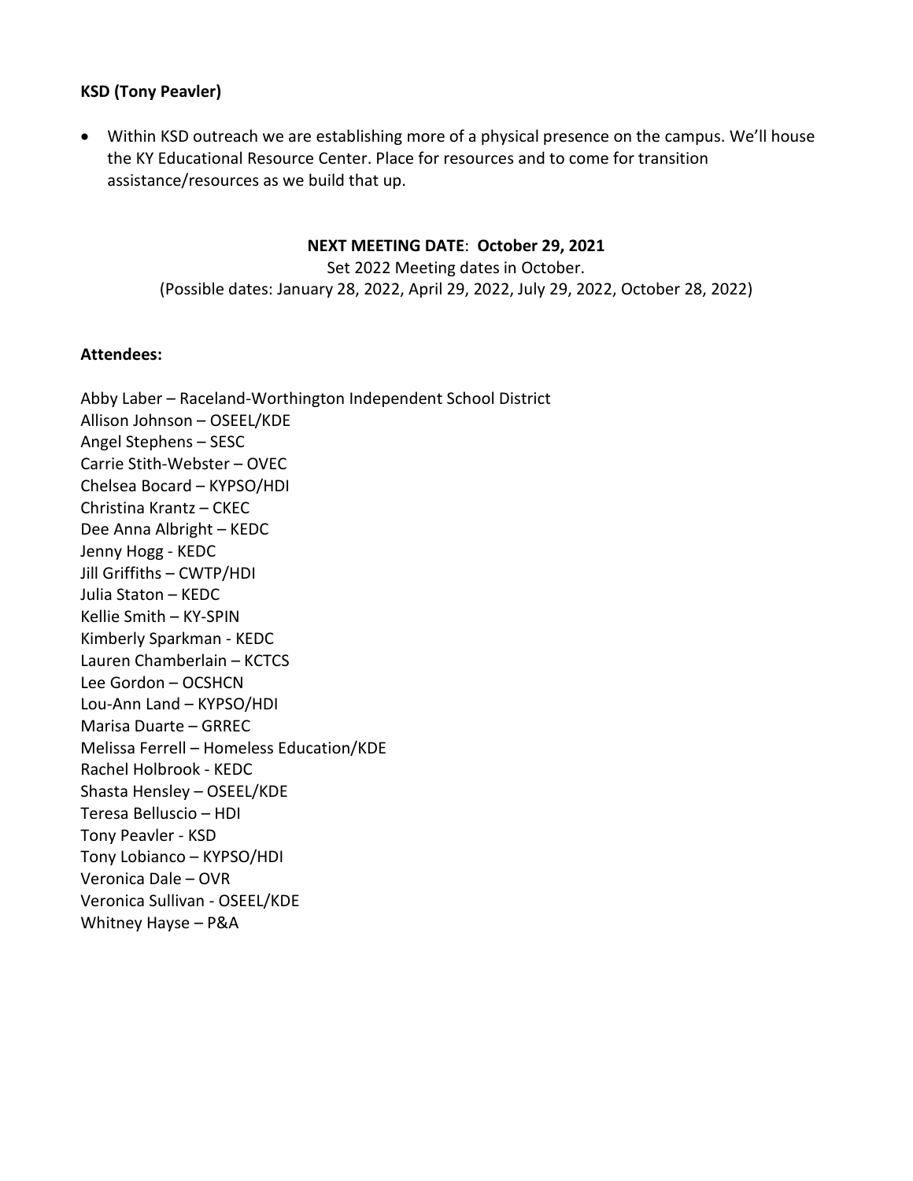**KSD (Tony Peavler)**

- Within KSD outreach we are establishing more of a physical presence on the campus. We'll house the KY Educational Resource Center. Place for resources and to come for transition assistance/resources as we build that up.

**NEXT MEETING DATE**: **October 29, 2021**

Set 2022 Meeting dates in October.

(Possible dates: January 28, 2022, April 29, 2022, July 29, 2022, October 28, 2022)

**Attendees:**

Abby Laber – Raceland-Worthington Independent School District
Allison Johnson – OSEEL/KDE
Angel Stephens – SESC
Carrie Stith-Webster – OVEC
Chelsea Bocard – KYPSO/HDI
Christina Krantz – CKEC
Dee Anna Albright – KEDC
Jenny Hogg - KEDC
Jill Griffiths – CWTP/HDI
Julia Staton – KEDC
Kellie Smith – KY-SPIN
Kimberly Sparkman - KEDC
Lauren Chamberlain – KCTCS
Lee Gordon – OCSHCN
Lou-Ann Land – KYPSO/HDI
Marisa Duarte – GRREC
Melissa Ferrell – Homeless Education/KDE
Rachel Holbrook - KEDC
Shasta Hensley – OSEEL/KDE
Teresa Belluscio – HDI
Tony Peavler - KSD
Tony Lobianco – KYPSO/HDI
Veronica Dale – OVR
Veronica Sullivan - OSEEL/KDE
Whitney Hayse – P&A